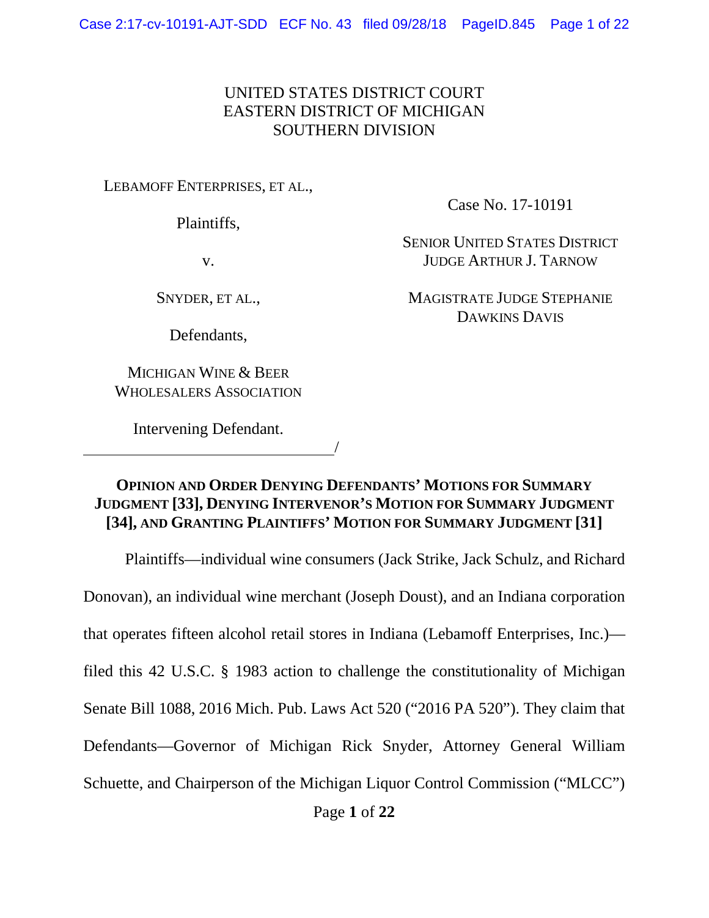UNITED STATES DISTRICT COURT
EASTERN DISTRICT OF MICHIGAN
SOUTHERN DIVISION

LEBAMOFF ENTERPRISES, ET AL.,

Plaintiffs,

v.

SNYDER, ET AL.,

Defendants,

MICHIGAN WINE & BEER WHOLESALERS ASSOCIATION

Intervening Defendant.

/

Case No. 17-10191

SENIOR UNITED STATES DISTRICT JUDGE ARTHUR J. TARNOW

MAGISTRATE JUDGE STEPHANIE DAWKINS DAVIS

**OPINION AND ORDER DENYING DEFENDANTS' MOTIONS FOR SUMMARY JUDGMENT [33], DENYING INTERVENOR'S MOTION FOR SUMMARY JUDGMENT [34], AND GRANTING PLAINTIFFS' MOTION FOR SUMMARY JUDGMENT [31]**

Plaintiffs—individual wine consumers (Jack Strike, Jack Schulz, and Richard Donovan), an individual wine merchant (Joseph Doust), and an Indiana corporation that operates fifteen alcohol retail stores in Indiana (Lebamoff Enterprises, Inc.)—filed this 42 U.S.C. § 1983 action to challenge the constitutionality of Michigan Senate Bill 1088, 2016 Mich. Pub. Laws Act 520 ("2016 PA 520"). They claim that Defendants—Governor of Michigan Rick Snyder, Attorney General William Schuette, and Chairperson of the Michigan Liquor Control Commission ("MLCC")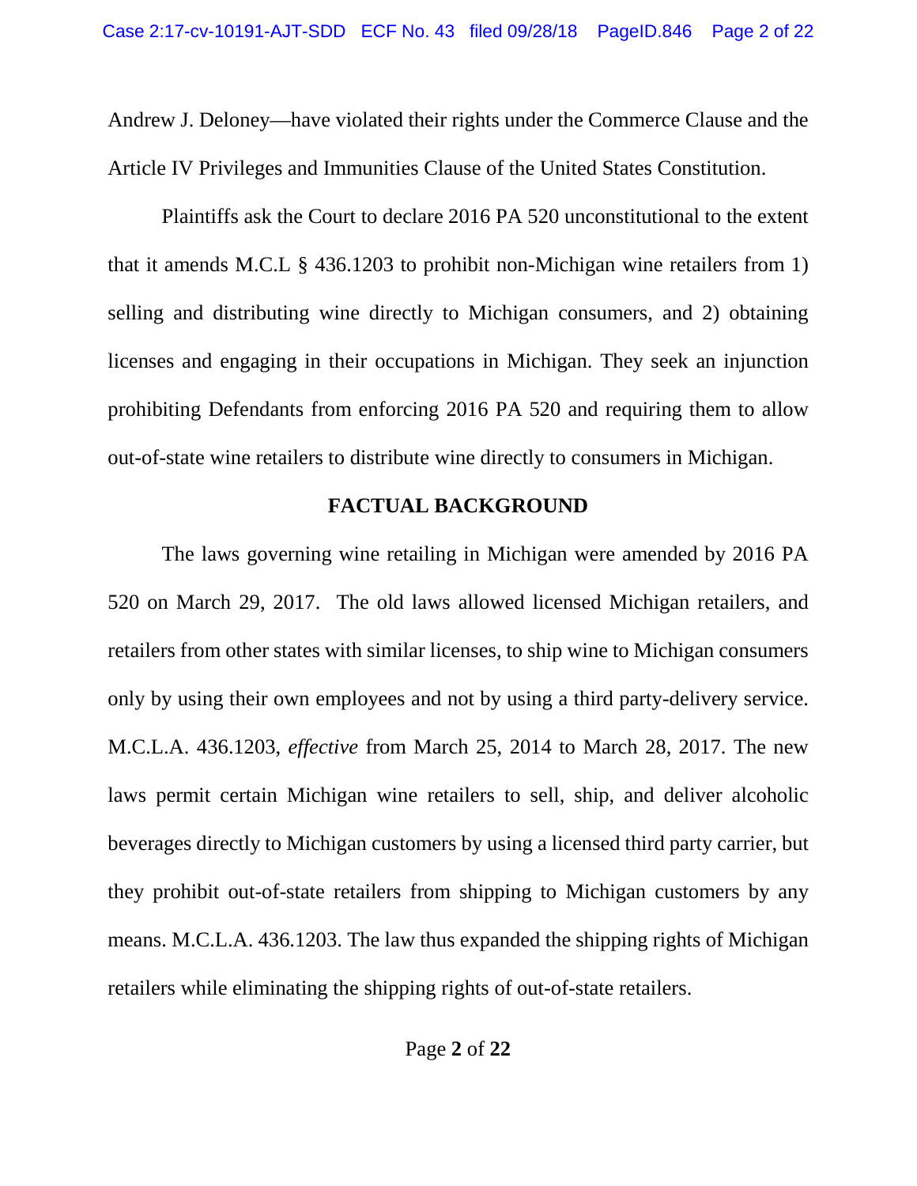Andrew J. Deloney—have violated their rights under the Commerce Clause and the Article IV Privileges and Immunities Clause of the United States Constitution.

Plaintiffs ask the Court to declare 2016 PA 520 unconstitutional to the extent that it amends M.C.L § 436.1203 to prohibit non-Michigan wine retailers from 1) selling and distributing wine directly to Michigan consumers, and 2) obtaining licenses and engaging in their occupations in Michigan. They seek an injunction prohibiting Defendants from enforcing 2016 PA 520 and requiring them to allow out-of-state wine retailers to distribute wine directly to consumers in Michigan.

**FACTUAL BACKGROUND**

The laws governing wine retailing in Michigan were amended by 2016 PA 520 on March 29, 2017. The old laws allowed licensed Michigan retailers, and retailers from other states with similar licenses, to ship wine to Michigan consumers only by using their own employees and not by using a third party-delivery service. M.C.L.A. 436.1203, *effective* from March 25, 2014 to March 28, 2017. The new laws permit certain Michigan wine retailers to sell, ship, and deliver alcoholic beverages directly to Michigan customers by using a licensed third party carrier, but they prohibit out-of-state retailers from shipping to Michigan customers by any means. M.C.L.A. 436.1203. The law thus expanded the shipping rights of Michigan retailers while eliminating the shipping rights of out-of-state retailers.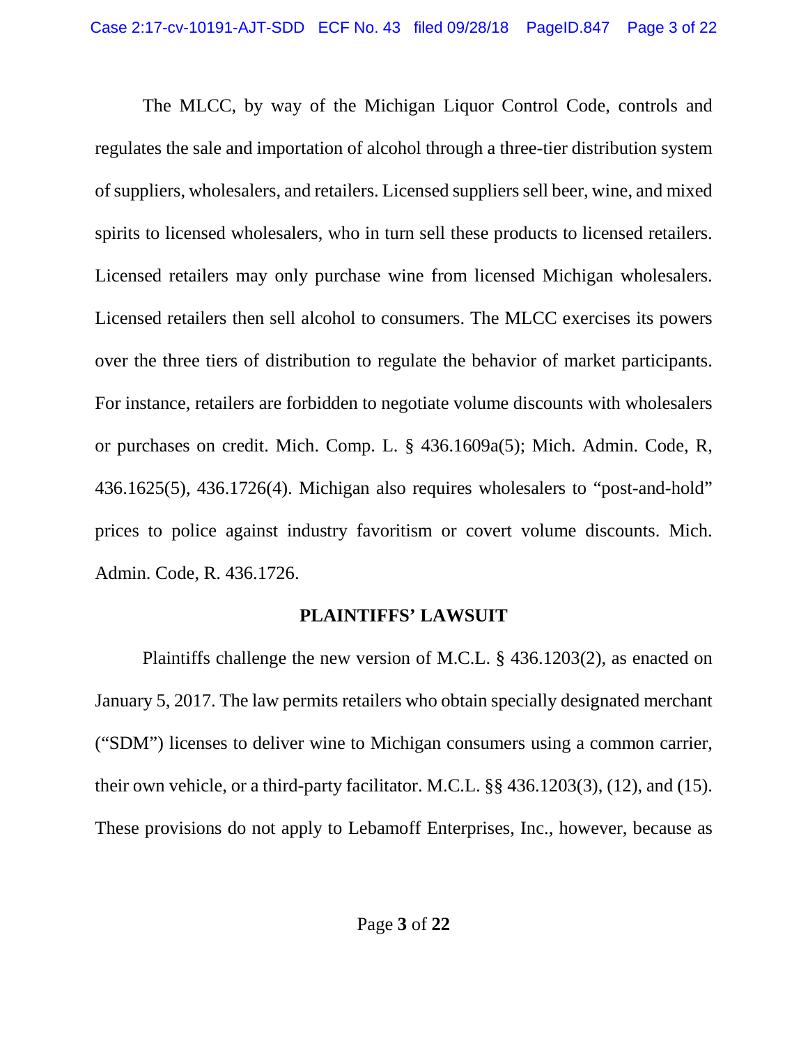The MLCC, by way of the Michigan Liquor Control Code, controls and regulates the sale and importation of alcohol through a three-tier distribution system of suppliers, wholesalers, and retailers. Licensed suppliers sell beer, wine, and mixed spirits to licensed wholesalers, who in turn sell these products to licensed retailers. Licensed retailers may only purchase wine from licensed Michigan wholesalers. Licensed retailers then sell alcohol to consumers. The MLCC exercises its powers over the three tiers of distribution to regulate the behavior of market participants. For instance, retailers are forbidden to negotiate volume discounts with wholesalers or purchases on credit. Mich. Comp. L. § 436.1609a(5); Mich. Admin. Code, R, 436.1625(5), 436.1726(4). Michigan also requires wholesalers to "post-and-hold" prices to police against industry favoritism or covert volume discounts. Mich. Admin. Code, R. 436.1726.

## PLAINTIFFS' LAWSUIT

Plaintiffs challenge the new version of M.C.L. § 436.1203(2), as enacted on January 5, 2017. The law permits retailers who obtain specially designated merchant ("SDM") licenses to deliver wine to Michigan consumers using a common carrier, their own vehicle, or a third-party facilitator. M.C.L. §§ 436.1203(3), (12), and (15). These provisions do not apply to Lebamoff Enterprises, Inc., however, because as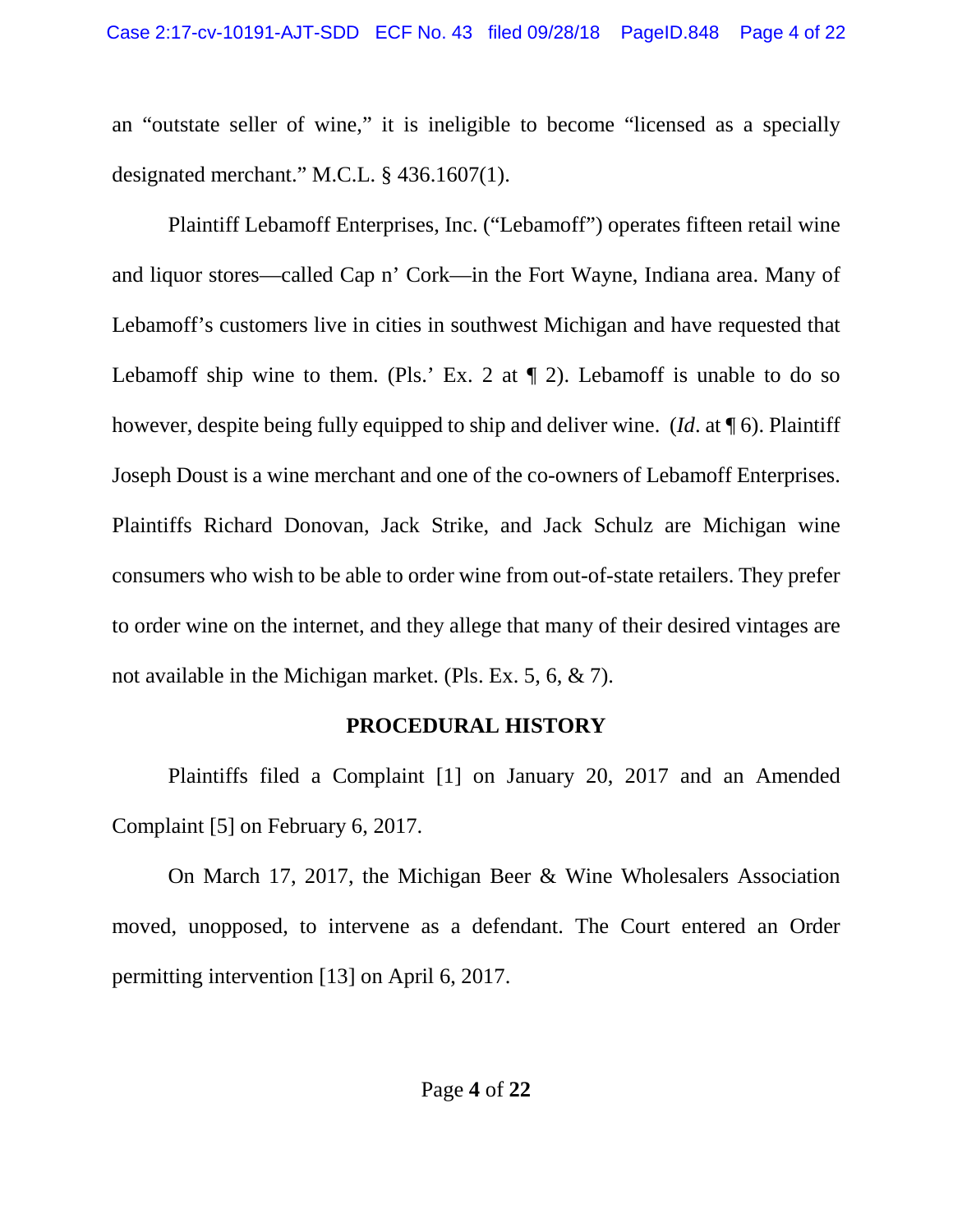an "outstate seller of wine," it is ineligible to become "licensed as a specially designated merchant." M.C.L. § 436.1607(1).

Plaintiff Lebamoff Enterprises, Inc. ("Lebamoff") operates fifteen retail wine and liquor stores—called Cap n' Cork—in the Fort Wayne, Indiana area. Many of Lebamoff's customers live in cities in southwest Michigan and have requested that Lebamoff ship wine to them. (Pls.' Ex. 2 at ¶ 2). Lebamoff is unable to do so however, despite being fully equipped to ship and deliver wine. (*Id*. at ¶ 6). Plaintiff Joseph Doust is a wine merchant and one of the co-owners of Lebamoff Enterprises. Plaintiffs Richard Donovan, Jack Strike, and Jack Schulz are Michigan wine consumers who wish to be able to order wine from out-of-state retailers. They prefer to order wine on the internet, and they allege that many of their desired vintages are not available in the Michigan market. (Pls. Ex. 5, 6, & 7).

## PROCEDURAL HISTORY

Plaintiffs filed a Complaint [1] on January 20, 2017 and an Amended Complaint [5] on February 6, 2017.

On March 17, 2017, the Michigan Beer & Wine Wholesalers Association moved, unopposed, to intervene as a defendant. The Court entered an Order permitting intervention [13] on April 6, 2017.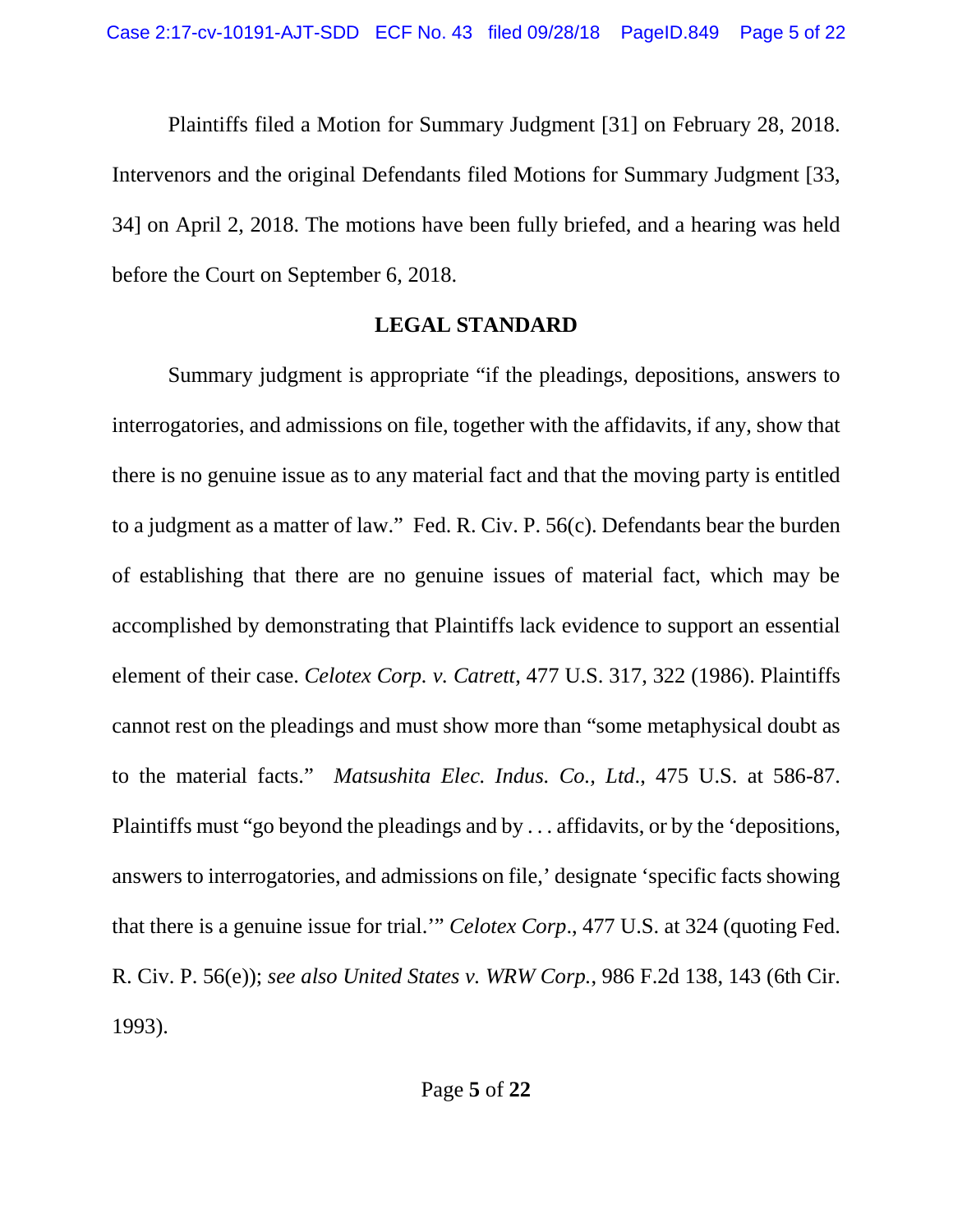Plaintiffs filed a Motion for Summary Judgment [31] on February 28, 2018. Intervenors and the original Defendants filed Motions for Summary Judgment [33, 34] on April 2, 2018. The motions have been fully briefed, and a hearing was held before the Court on September 6, 2018.

## LEGAL STANDARD

Summary judgment is appropriate "if the pleadings, depositions, answers to interrogatories, and admissions on file, together with the affidavits, if any, show that there is no genuine issue as to any material fact and that the moving party is entitled to a judgment as a matter of law." Fed. R. Civ. P. 56(c). Defendants bear the burden of establishing that there are no genuine issues of material fact, which may be accomplished by demonstrating that Plaintiffs lack evidence to support an essential element of their case. *Celotex Corp. v. Catrett*, 477 U.S. 317, 322 (1986). Plaintiffs cannot rest on the pleadings and must show more than "some metaphysical doubt as to the material facts." *Matsushita Elec. Indus. Co., Ltd.*, 475 U.S. at 586-87. Plaintiffs must "go beyond the pleadings and by . . . affidavits, or by the 'depositions, answers to interrogatories, and admissions on file,' designate 'specific facts showing that there is a genuine issue for trial.'" *Celotex Corp.*, 477 U.S. at 324 (quoting Fed. R. Civ. P. 56(e)); *see also United States v. WRW Corp.*, 986 F.2d 138, 143 (6th Cir. 1993).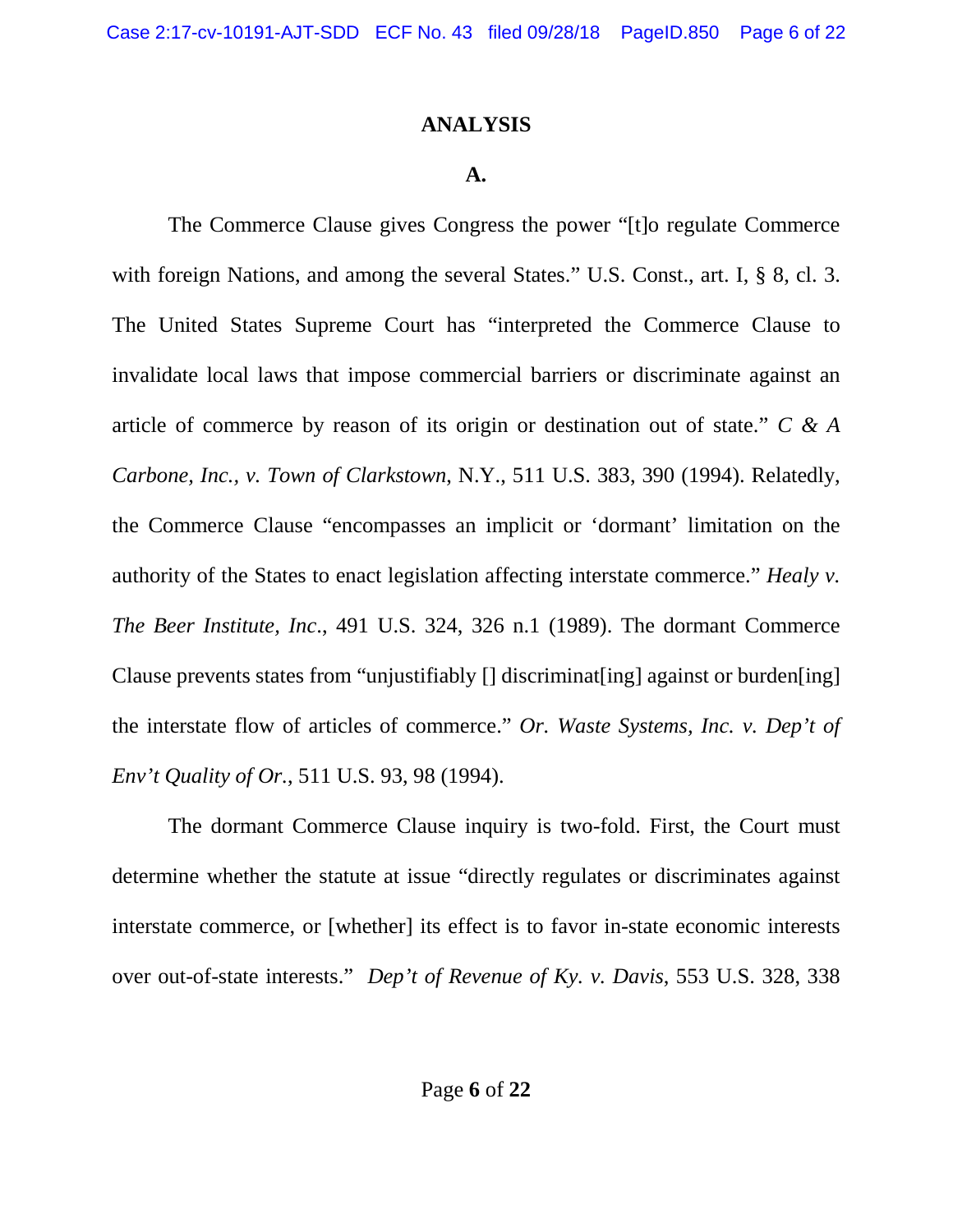## ANALYSIS

### A.

The Commerce Clause gives Congress the power "[t]o regulate Commerce with foreign Nations, and among the several States." U.S. Const., art. I, § 8, cl. 3. The United States Supreme Court has "interpreted the Commerce Clause to invalidate local laws that impose commercial barriers or discriminate against an article of commerce by reason of its origin or destination out of state." *C & A Carbone, Inc., v. Town of Clarkstown*, N.Y., 511 U.S. 383, 390 (1994). Relatedly, the Commerce Clause "encompasses an implicit or 'dormant' limitation on the authority of the States to enact legislation affecting interstate commerce." *Healy v. The Beer Institute, Inc*., 491 U.S. 324, 326 n.1 (1989). The dormant Commerce Clause prevents states from "unjustifiably [] discriminat[ing] against or burden[ing] the interstate flow of articles of commerce." *Or. Waste Systems, Inc. v. Dep't of Env't Quality of Or.*, 511 U.S. 93, 98 (1994).

The dormant Commerce Clause inquiry is two-fold. First, the Court must determine whether the statute at issue "directly regulates or discriminates against interstate commerce, or [whether] its effect is to favor in-state economic interests over out-of-state interests." *Dep't of Revenue of Ky. v. Davis*, 553 U.S. 328, 338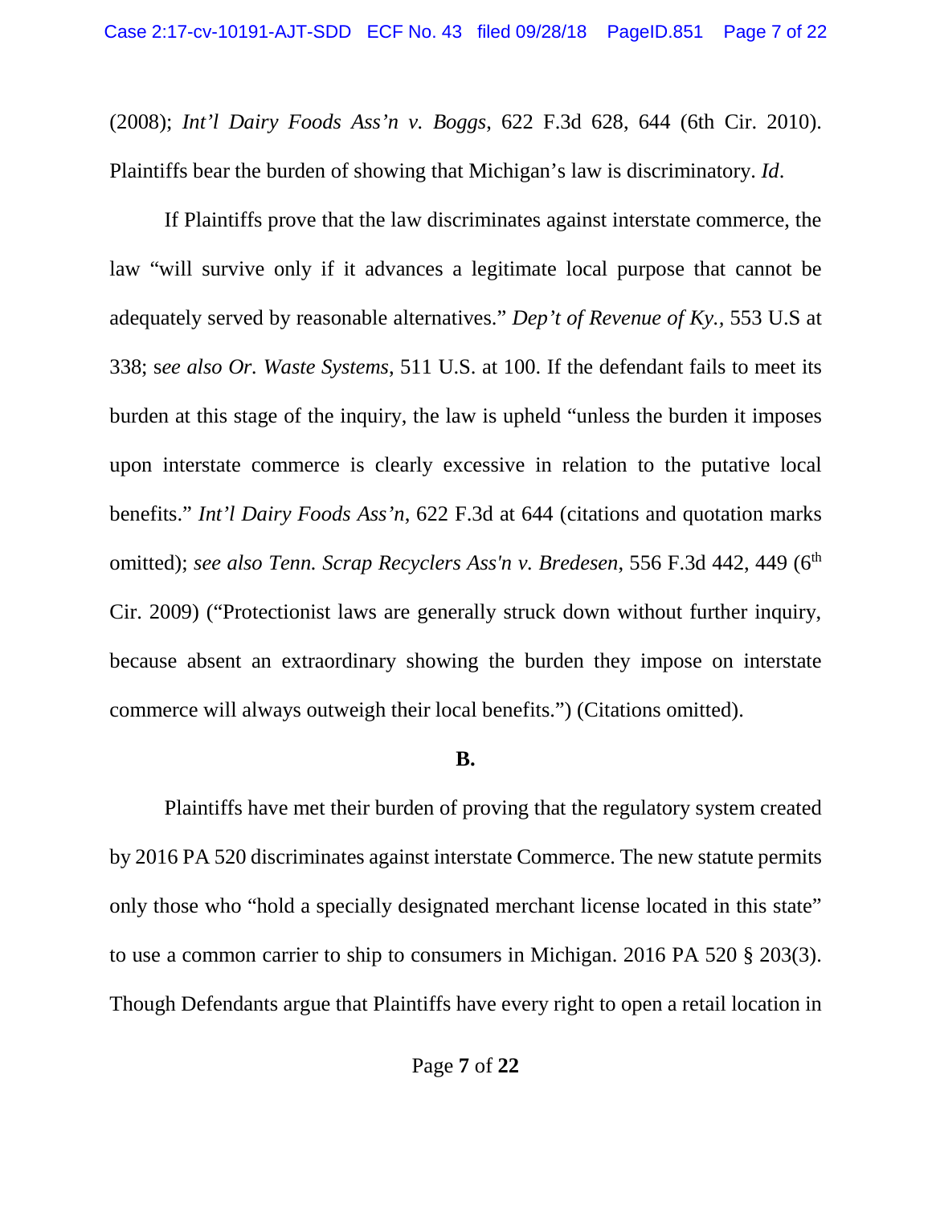(2008); *Int'l Dairy Foods Ass'n v. Boggs*, 622 F.3d 628, 644 (6th Cir. 2010). Plaintiffs bear the burden of showing that Michigan's law is discriminatory. *Id*.

If Plaintiffs prove that the law discriminates against interstate commerce, the law "will survive only if it advances a legitimate local purpose that cannot be adequately served by reasonable alternatives." *Dep't of Revenue of Ky.*, 553 U.S at 338; s*ee also Or. Waste Systems*, 511 U.S. at 100. If the defendant fails to meet its burden at this stage of the inquiry, the law is upheld "unless the burden it imposes upon interstate commerce is clearly excessive in relation to the putative local benefits." *Int'l Dairy Foods Ass'n*, 622 F.3d at 644 (citations and quotation marks omitted); *see also Tenn. Scrap Recyclers Ass'n v. Bredesen*, 556 F.3d 442, 449 (6th Cir. 2009) ("Protectionist laws are generally struck down without further inquiry, because absent an extraordinary showing the burden they impose on interstate commerce will always outweigh their local benefits.") (Citations omitted).

**B.**

Plaintiffs have met their burden of proving that the regulatory system created by 2016 PA 520 discriminates against interstate Commerce. The new statute permits only those who "hold a specially designated merchant license located in this state" to use a common carrier to ship to consumers in Michigan. 2016 PA 520 § 203(3). Though Defendants argue that Plaintiffs have every right to open a retail location in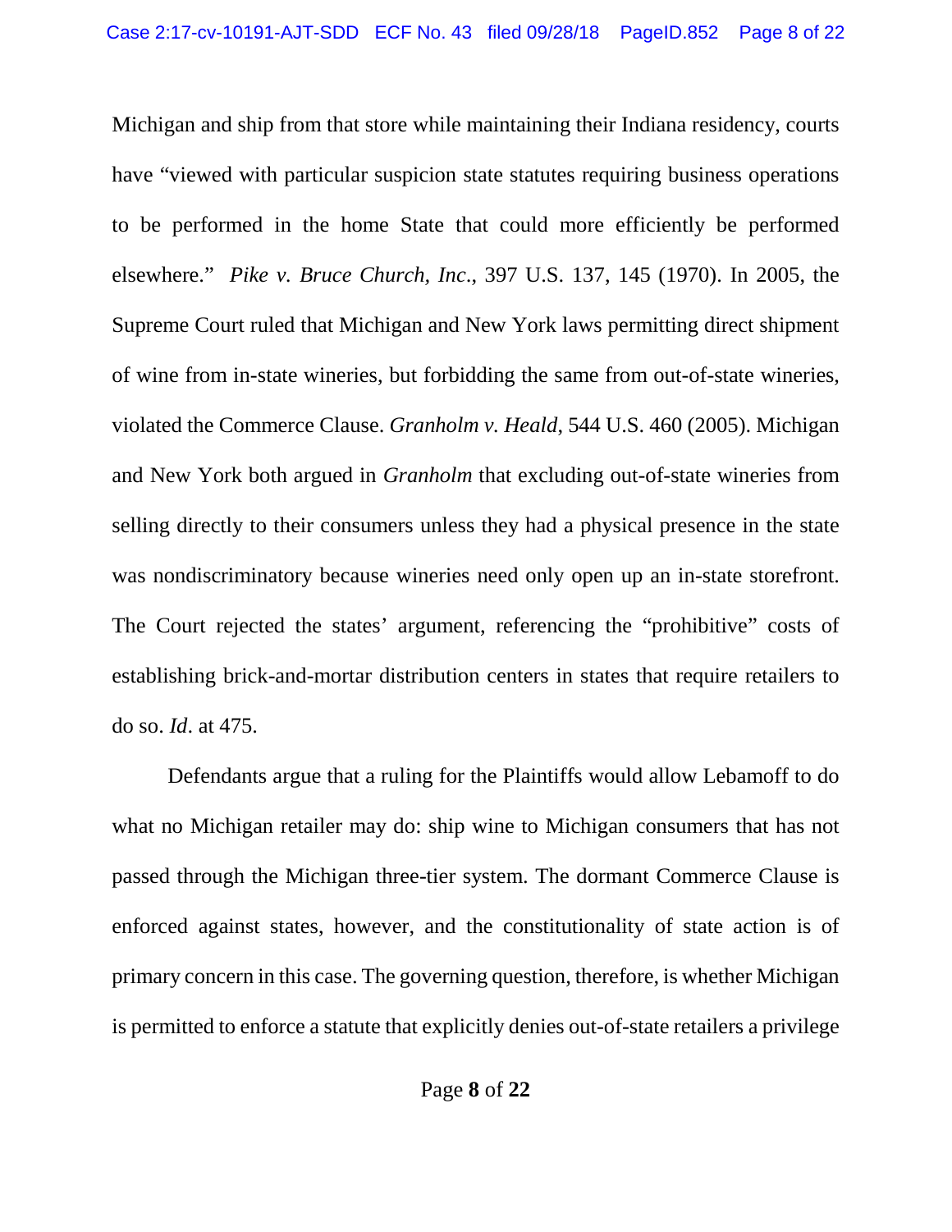Michigan and ship from that store while maintaining their Indiana residency, courts have "viewed with particular suspicion state statutes requiring business operations to be performed in the home State that could more efficiently be performed elsewhere." *Pike v. Bruce Church, Inc*., 397 U.S. 137, 145 (1970). In 2005, the Supreme Court ruled that Michigan and New York laws permitting direct shipment of wine from in-state wineries, but forbidding the same from out-of-state wineries, violated the Commerce Clause. *Granholm v. Heald*, 544 U.S. 460 (2005). Michigan and New York both argued in *Granholm* that excluding out-of-state wineries from selling directly to their consumers unless they had a physical presence in the state was nondiscriminatory because wineries need only open up an in-state storefront. The Court rejected the states' argument, referencing the "prohibitive" costs of establishing brick-and-mortar distribution centers in states that require retailers to do so. *Id*. at 475.

Defendants argue that a ruling for the Plaintiffs would allow Lebamoff to do what no Michigan retailer may do: ship wine to Michigan consumers that has not passed through the Michigan three-tier system. The dormant Commerce Clause is enforced against states, however, and the constitutionality of state action is of primary concern in this case. The governing question, therefore, is whether Michigan is permitted to enforce a statute that explicitly denies out-of-state retailers a privilege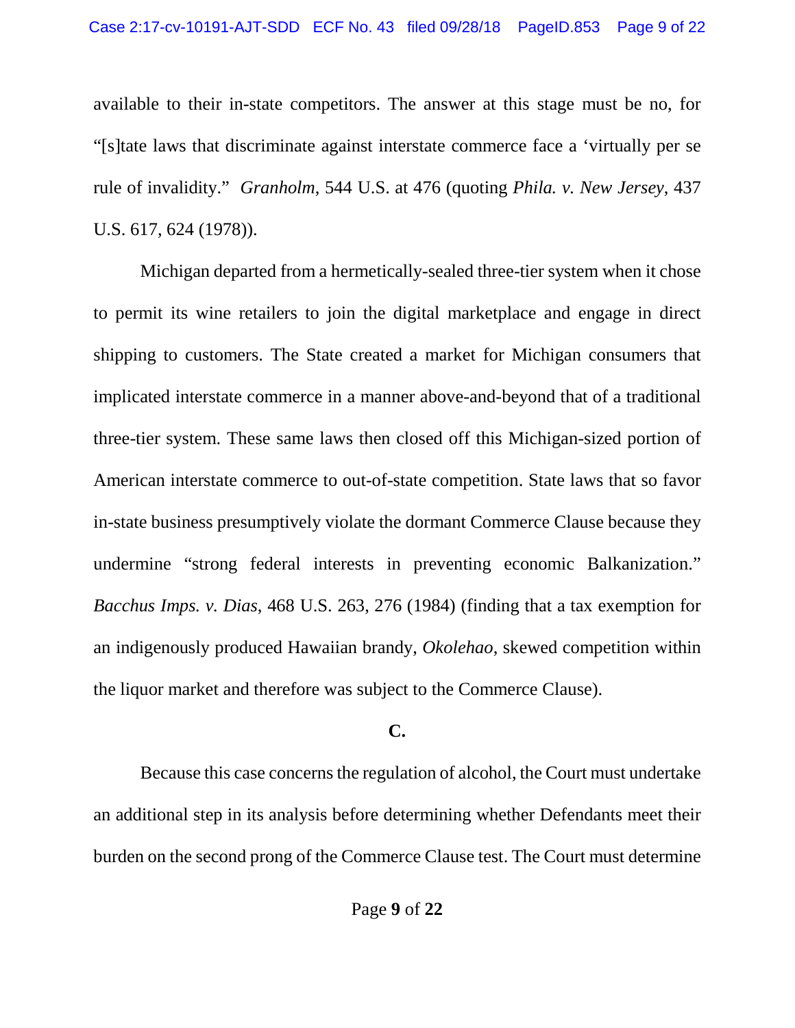available to their in-state competitors. The answer at this stage must be no, for "[s]tate laws that discriminate against interstate commerce face a 'virtually per se rule of invalidity." *Granholm*, 544 U.S. at 476 (quoting *Phila. v. New Jersey*, 437 U.S. 617, 624 (1978)).

Michigan departed from a hermetically-sealed three-tier system when it chose to permit its wine retailers to join the digital marketplace and engage in direct shipping to customers. The State created a market for Michigan consumers that implicated interstate commerce in a manner above-and-beyond that of a traditional three-tier system. These same laws then closed off this Michigan-sized portion of American interstate commerce to out-of-state competition. State laws that so favor in-state business presumptively violate the dormant Commerce Clause because they undermine "strong federal interests in preventing economic Balkanization." *Bacchus Imps. v. Dias*, 468 U.S. 263, 276 (1984) (finding that a tax exemption for an indigenously produced Hawaiian brandy, *Okolehao*, skewed competition within the liquor market and therefore was subject to the Commerce Clause).

**C.**

Because this case concerns the regulation of alcohol, the Court must undertake an additional step in its analysis before determining whether Defendants meet their burden on the second prong of the Commerce Clause test. The Court must determine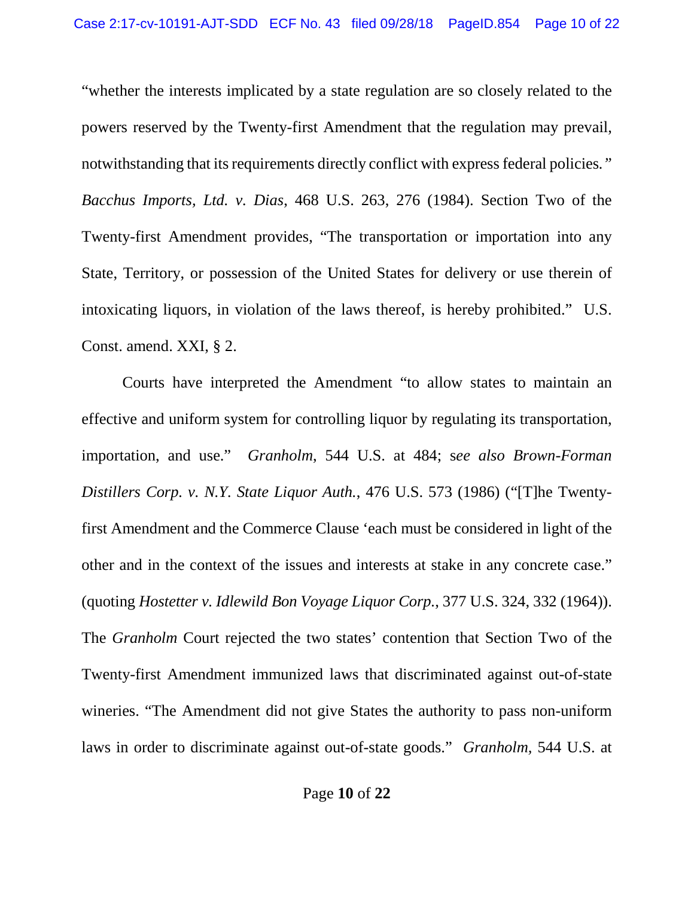"whether the interests implicated by a state regulation are so closely related to the powers reserved by the Twenty-first Amendment that the regulation may prevail, notwithstanding that its requirements directly conflict with express federal policies." *Bacchus Imports, Ltd. v. Dias*, 468 U.S. 263, 276 (1984). Section Two of the Twenty-first Amendment provides, "The transportation or importation into any State, Territory, or possession of the United States for delivery or use therein of intoxicating liquors, in violation of the laws thereof, is hereby prohibited." U.S. Const. amend. XXI, § 2.

Courts have interpreted the Amendment "to allow states to maintain an effective and uniform system for controlling liquor by regulating its transportation, importation, and use." *Granholm*, 544 U.S. at 484; s*ee also Brown-Forman Distillers Corp. v. N.Y. State Liquor Auth.*, 476 U.S. 573 (1986) ("[T]he Twenty-first Amendment and the Commerce Clause 'each must be considered in light of the other and in the context of the issues and interests at stake in any concrete case." (quoting *Hostetter v. Idlewild Bon Voyage Liquor Corp.*, 377 U.S. 324, 332 (1964)). The *Granholm* Court rejected the two states' contention that Section Two of the Twenty-first Amendment immunized laws that discriminated against out-of-state wineries. "The Amendment did not give States the authority to pass non-uniform laws in order to discriminate against out-of-state goods." *Granholm*, 544 U.S. at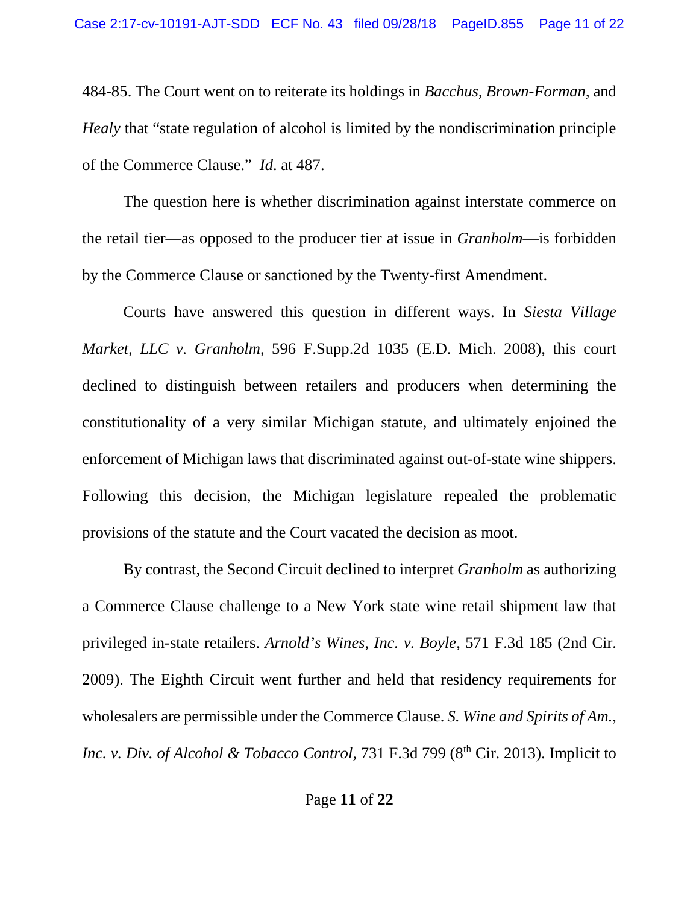484-85. The Court went on to reiterate its holdings in *Bacchus*, *Brown-Forman*, and *Healy* that "state regulation of alcohol is limited by the nondiscrimination principle of the Commerce Clause." *Id*. at 487.

The question here is whether discrimination against interstate commerce on the retail tier—as opposed to the producer tier at issue in *Granholm*—is forbidden by the Commerce Clause or sanctioned by the Twenty-first Amendment.

Courts have answered this question in different ways. In *Siesta Village Market, LLC v. Granholm*, 596 F.Supp.2d 1035 (E.D. Mich. 2008), this court declined to distinguish between retailers and producers when determining the constitutionality of a very similar Michigan statute, and ultimately enjoined the enforcement of Michigan laws that discriminated against out-of-state wine shippers. Following this decision, the Michigan legislature repealed the problematic provisions of the statute and the Court vacated the decision as moot.

By contrast, the Second Circuit declined to interpret *Granholm* as authorizing a Commerce Clause challenge to a New York state wine retail shipment law that privileged in-state retailers. *Arnold's Wines, Inc. v. Boyle*, 571 F.3d 185 (2nd Cir. 2009). The Eighth Circuit went further and held that residency requirements for wholesalers are permissible under the Commerce Clause. *S. Wine and Spirits of Am., Inc. v. Div. of Alcohol & Tobacco Control*, 731 F.3d 799 (8th Cir. 2013). Implicit to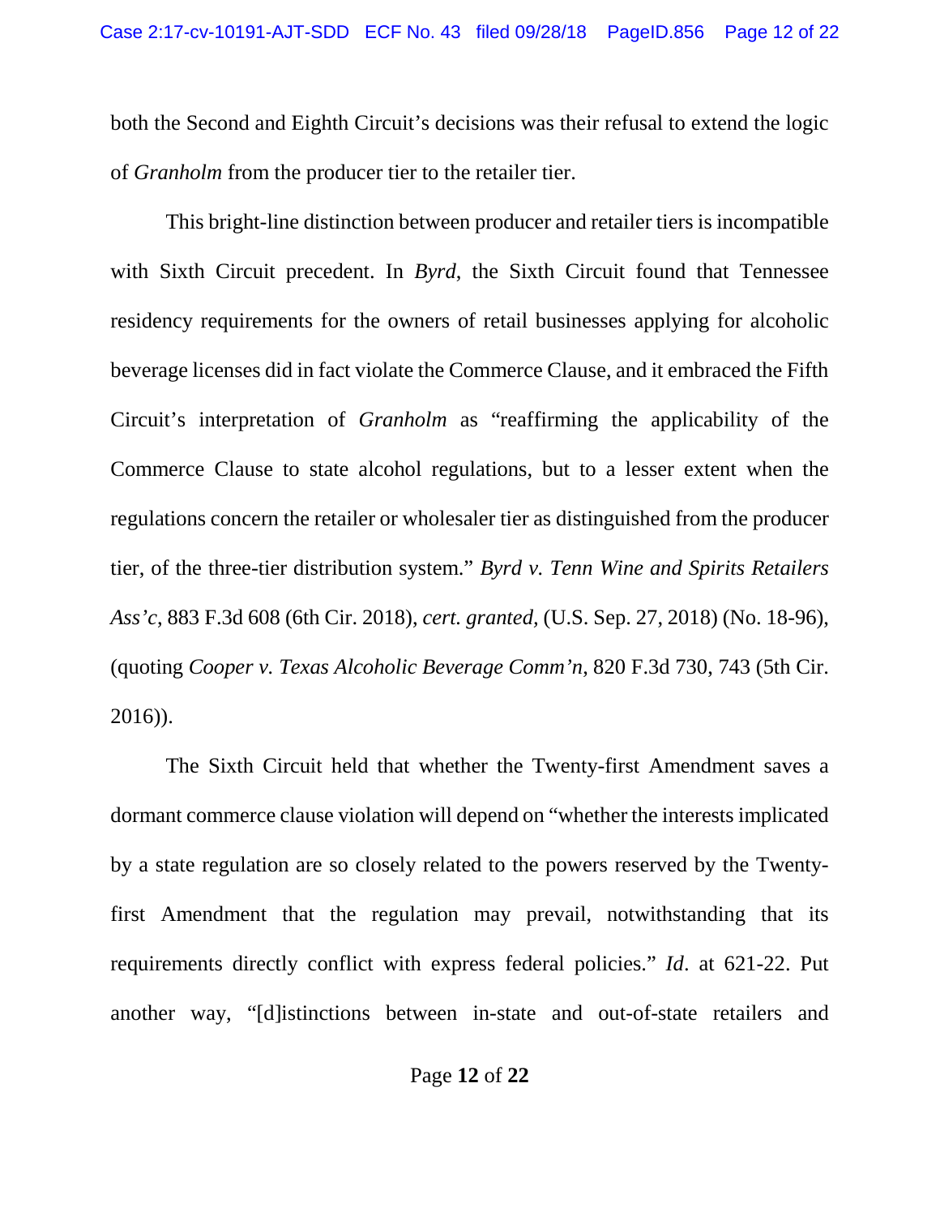both the Second and Eighth Circuit's decisions was their refusal to extend the logic of *Granholm* from the producer tier to the retailer tier.

This bright-line distinction between producer and retailer tiers is incompatible with Sixth Circuit precedent. In *Byrd*, the Sixth Circuit found that Tennessee residency requirements for the owners of retail businesses applying for alcoholic beverage licenses did in fact violate the Commerce Clause, and it embraced the Fifth Circuit's interpretation of *Granholm* as "reaffirming the applicability of the Commerce Clause to state alcohol regulations, but to a lesser extent when the regulations concern the retailer or wholesaler tier as distinguished from the producer tier, of the three-tier distribution system." *Byrd v. Tenn Wine and Spirits Retailers Ass'c*, 883 F.3d 608 (6th Cir. 2018), *cert. granted*, (U.S. Sep. 27, 2018) (No. 18-96), (quoting *Cooper v. Texas Alcoholic Beverage Comm'n*, 820 F.3d 730, 743 (5th Cir. 2016)).

The Sixth Circuit held that whether the Twenty-first Amendment saves a dormant commerce clause violation will depend on "whether the interests implicated by a state regulation are so closely related to the powers reserved by the Twenty-first Amendment that the regulation may prevail, notwithstanding that its requirements directly conflict with express federal policies." *Id*. at 621-22. Put another way, "[d]istinctions between in-state and out-of-state retailers and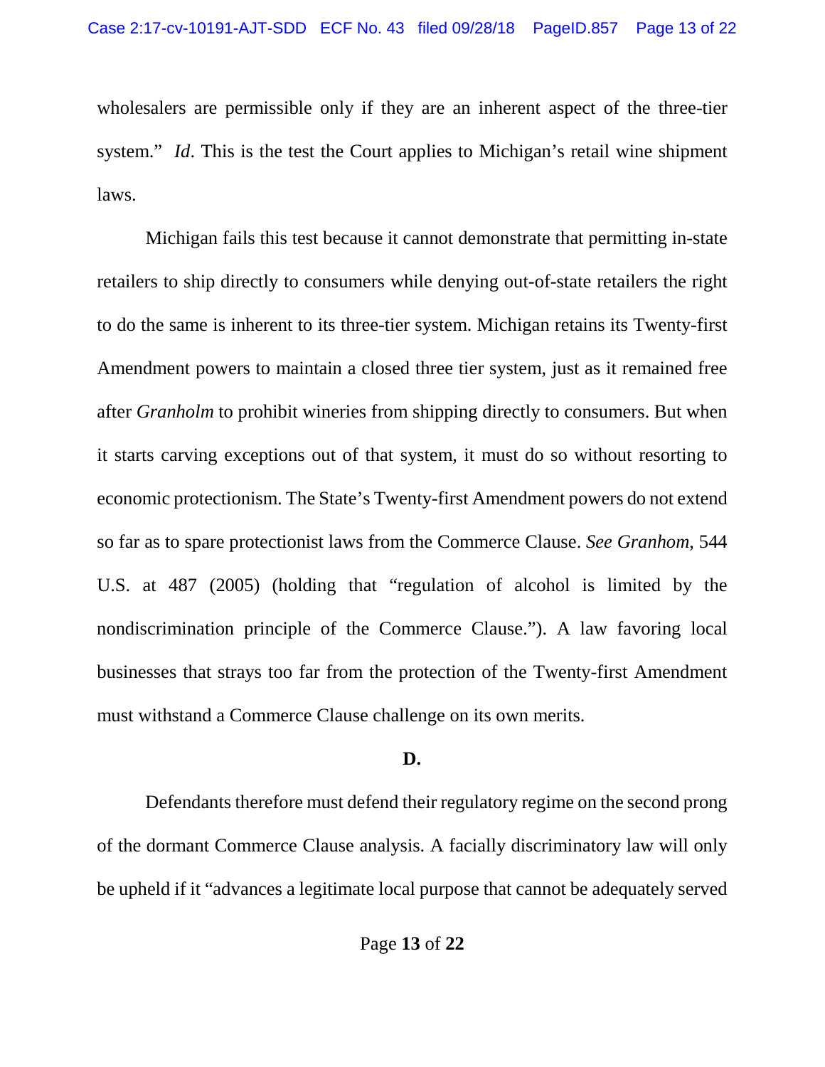wholesalers are permissible only if they are an inherent aspect of the three-tier system." *Id*. This is the test the Court applies to Michigan's retail wine shipment laws.

Michigan fails this test because it cannot demonstrate that permitting in-state retailers to ship directly to consumers while denying out-of-state retailers the right to do the same is inherent to its three-tier system. Michigan retains its Twenty-first Amendment powers to maintain a closed three tier system, just as it remained free after *Granholm* to prohibit wineries from shipping directly to consumers. But when it starts carving exceptions out of that system, it must do so without resorting to economic protectionism. The State's Twenty-first Amendment powers do not extend so far as to spare protectionist laws from the Commerce Clause. *See Granhom,* 544 U.S. at 487 (2005) (holding that "regulation of alcohol is limited by the nondiscrimination principle of the Commerce Clause."). A law favoring local businesses that strays too far from the protection of the Twenty-first Amendment must withstand a Commerce Clause challenge on its own merits.

**D.**

Defendants therefore must defend their regulatory regime on the second prong of the dormant Commerce Clause analysis. A facially discriminatory law will only be upheld if it "advances a legitimate local purpose that cannot be adequately served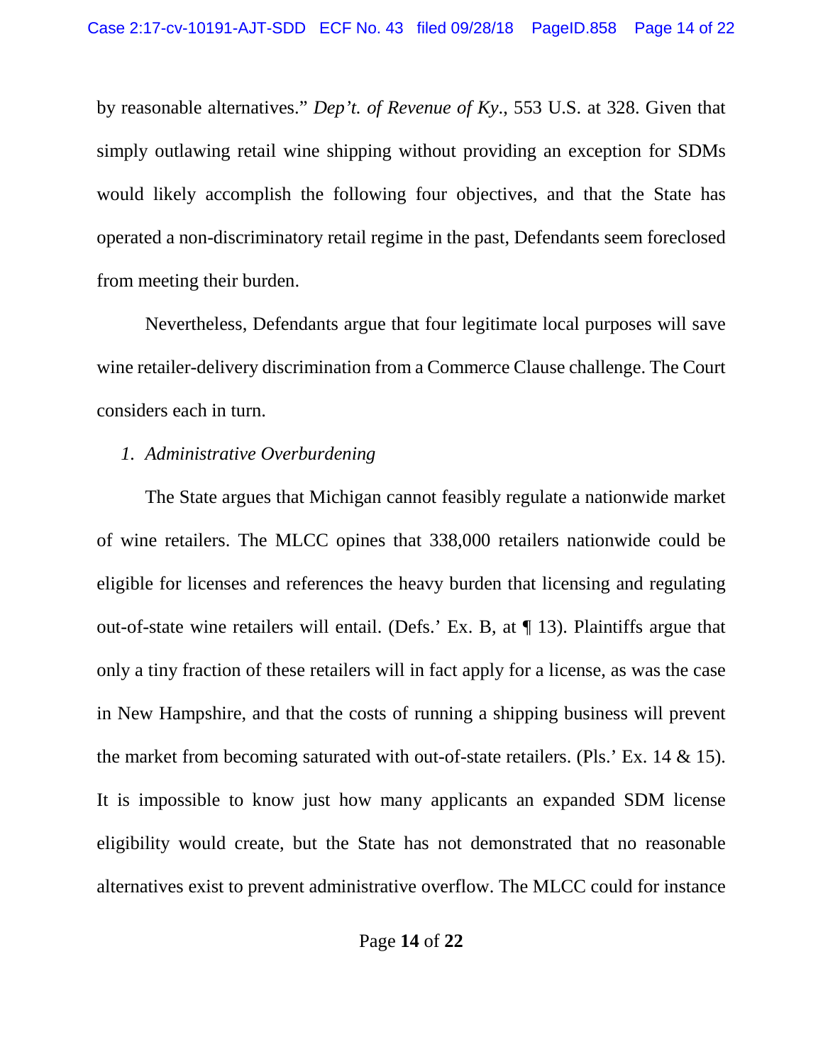by reasonable alternatives." *Dep't. of Revenue of Ky.*, 553 U.S. at 328. Given that simply outlawing retail wine shipping without providing an exception for SDMs would likely accomplish the following four objectives, and that the State has operated a non-discriminatory retail regime in the past, Defendants seem foreclosed from meeting their burden.

Nevertheless, Defendants argue that four legitimate local purposes will save wine retailer-delivery discrimination from a Commerce Clause challenge. The Court considers each in turn.

*1. Administrative Overburdening*

The State argues that Michigan cannot feasibly regulate a nationwide market of wine retailers. The MLCC opines that 338,000 retailers nationwide could be eligible for licenses and references the heavy burden that licensing and regulating out-of-state wine retailers will entail. (Defs.' Ex. B, at ¶ 13). Plaintiffs argue that only a tiny fraction of these retailers will in fact apply for a license, as was the case in New Hampshire, and that the costs of running a shipping business will prevent the market from becoming saturated with out-of-state retailers. (Pls.' Ex. 14 & 15). It is impossible to know just how many applicants an expanded SDM license eligibility would create, but the State has not demonstrated that no reasonable alternatives exist to prevent administrative overflow. The MLCC could for instance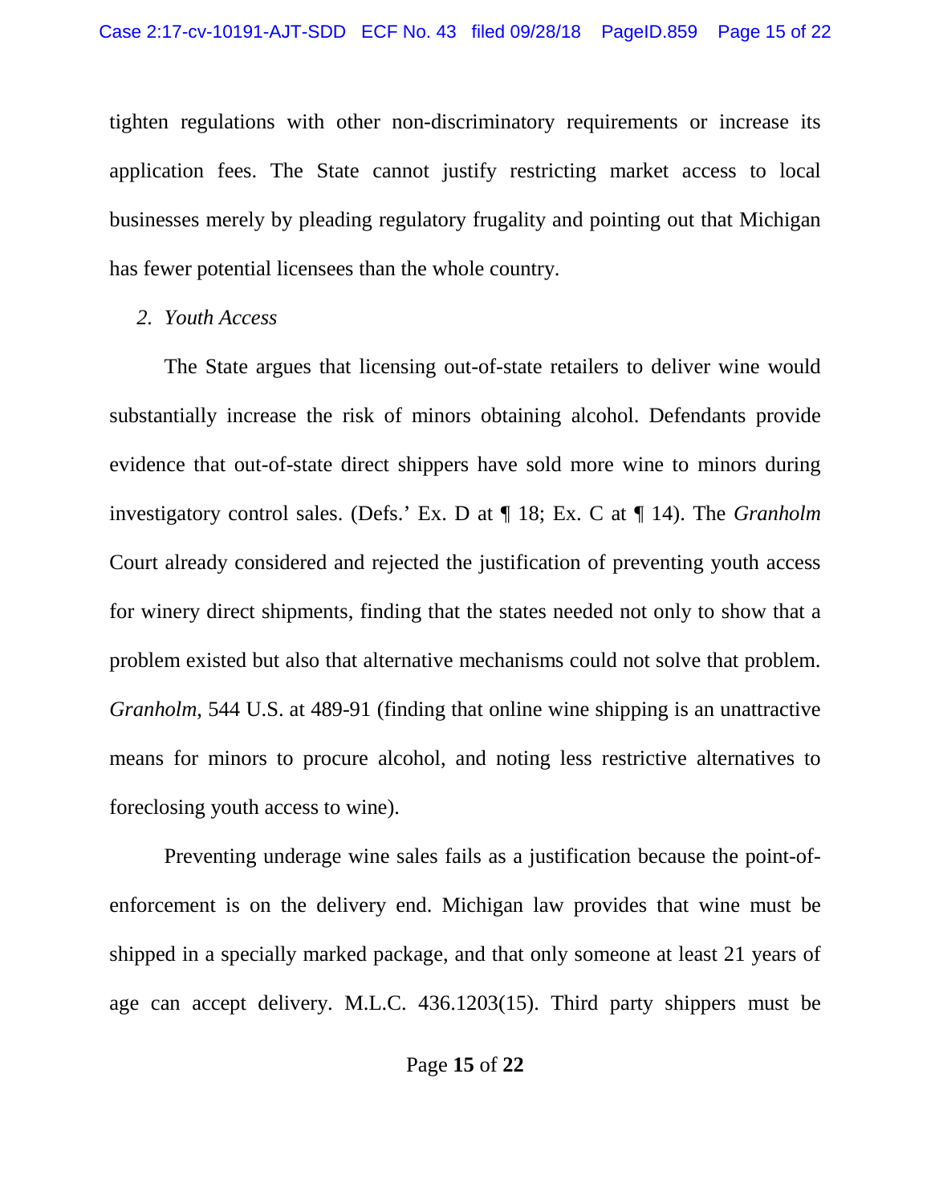tighten regulations with other non-discriminatory requirements or increase its application fees. The State cannot justify restricting market access to local businesses merely by pleading regulatory frugality and pointing out that Michigan has fewer potential licensees than the whole country.

*2. Youth Access*

The State argues that licensing out-of-state retailers to deliver wine would substantially increase the risk of minors obtaining alcohol. Defendants provide evidence that out-of-state direct shippers have sold more wine to minors during investigatory control sales. (Defs.' Ex. D at ¶ 18; Ex. C at ¶ 14). The *Granholm* Court already considered and rejected the justification of preventing youth access for winery direct shipments, finding that the states needed not only to show that a problem existed but also that alternative mechanisms could not solve that problem. *Granholm*, 544 U.S. at 489-91 (finding that online wine shipping is an unattractive means for minors to procure alcohol, and noting less restrictive alternatives to foreclosing youth access to wine).

Preventing underage wine sales fails as a justification because the point-of-enforcement is on the delivery end. Michigan law provides that wine must be shipped in a specially marked package, and that only someone at least 21 years of age can accept delivery. M.L.C. 436.1203(15). Third party shippers must be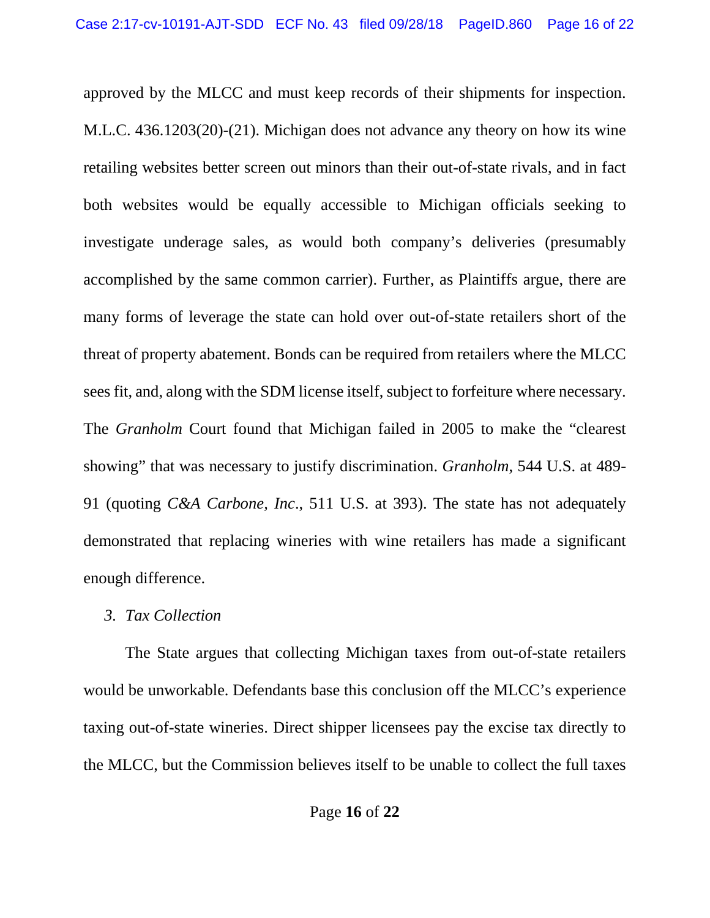approved by the MLCC and must keep records of their shipments for inspection. M.L.C. 436.1203(20)-(21). Michigan does not advance any theory on how its wine retailing websites better screen out minors than their out-of-state rivals, and in fact both websites would be equally accessible to Michigan officials seeking to investigate underage sales, as would both company's deliveries (presumably accomplished by the same common carrier). Further, as Plaintiffs argue, there are many forms of leverage the state can hold over out-of-state retailers short of the threat of property abatement. Bonds can be required from retailers where the MLCC sees fit, and, along with the SDM license itself, subject to forfeiture where necessary. The *Granholm* Court found that Michigan failed in 2005 to make the "clearest showing" that was necessary to justify discrimination. *Granholm*, 544 U.S. at 489-91 (quoting *C&A Carbone, Inc*., 511 U.S. at 393). The state has not adequately demonstrated that replacing wineries with wine retailers has made a significant enough difference.

*3. Tax Collection*

The State argues that collecting Michigan taxes from out-of-state retailers would be unworkable. Defendants base this conclusion off the MLCC's experience taxing out-of-state wineries. Direct shipper licensees pay the excise tax directly to the MLCC, but the Commission believes itself to be unable to collect the full taxes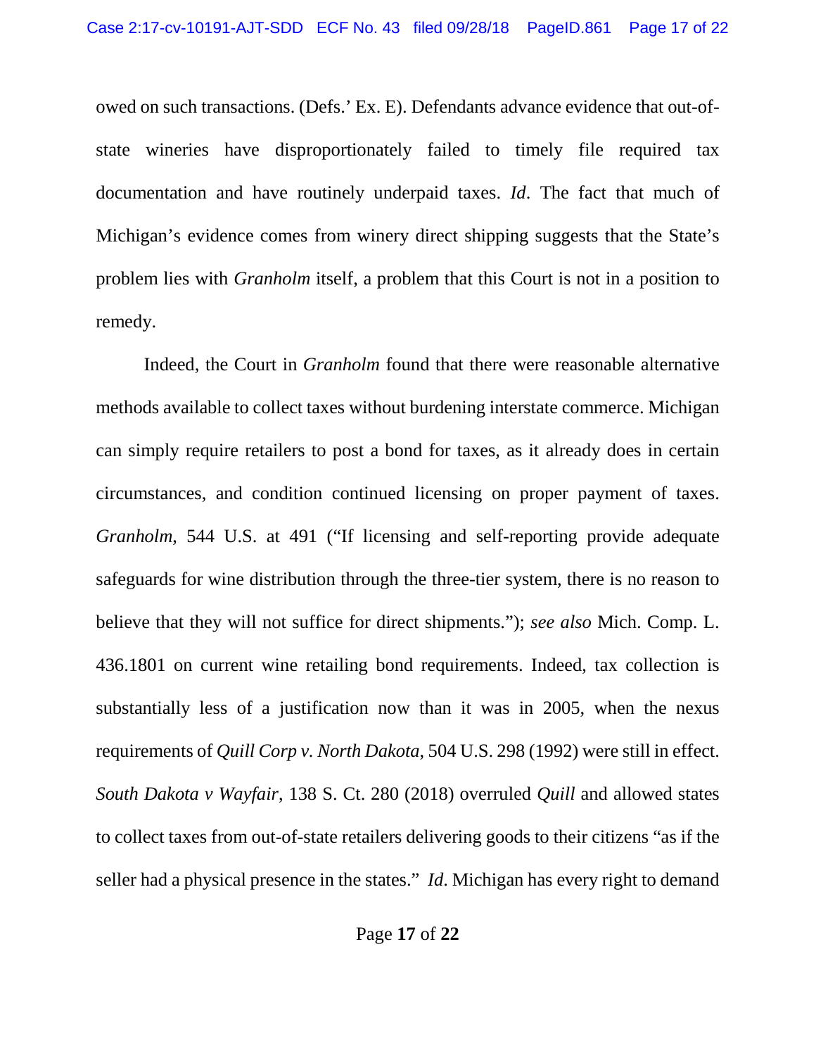owed on such transactions. (Defs.' Ex. E). Defendants advance evidence that out-of-state wineries have disproportionately failed to timely file required tax documentation and have routinely underpaid taxes. *Id*. The fact that much of Michigan's evidence comes from winery direct shipping suggests that the State's problem lies with *Granholm* itself, a problem that this Court is not in a position to remedy.

Indeed, the Court in *Granholm* found that there were reasonable alternative methods available to collect taxes without burdening interstate commerce. Michigan can simply require retailers to post a bond for taxes, as it already does in certain circumstances, and condition continued licensing on proper payment of taxes. *Granholm*, 544 U.S. at 491 ("If licensing and self-reporting provide adequate safeguards for wine distribution through the three-tier system, there is no reason to believe that they will not suffice for direct shipments."); *see also* Mich. Comp. L. 436.1801 on current wine retailing bond requirements. Indeed, tax collection is substantially less of a justification now than it was in 2005, when the nexus requirements of *Quill Corp v. North Dakota*, 504 U.S. 298 (1992) were still in effect. *South Dakota v Wayfair*, 138 S. Ct. 280 (2018) overruled *Quill* and allowed states to collect taxes from out-of-state retailers delivering goods to their citizens "as if the seller had a physical presence in the states." *Id*. Michigan has every right to demand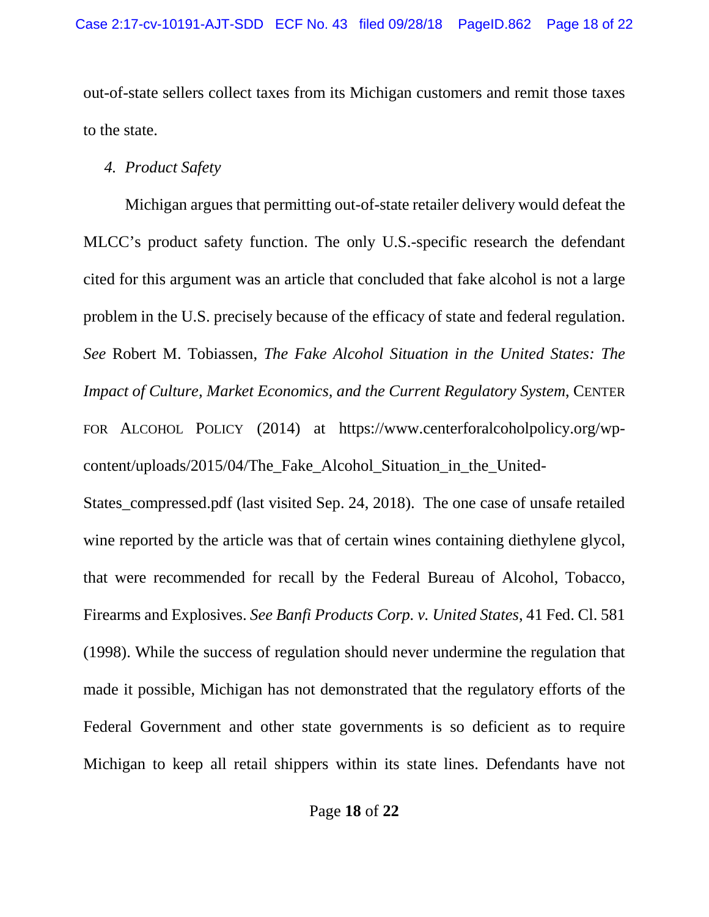out-of-state sellers collect taxes from its Michigan customers and remit those taxes to the state.

*4. Product Safety*

Michigan argues that permitting out-of-state retailer delivery would defeat the MLCC's product safety function. The only U.S.-specific research the defendant cited for this argument was an article that concluded that fake alcohol is not a large problem in the U.S. precisely because of the efficacy of state and federal regulation. *See* Robert M. Tobiassen, *The Fake Alcohol Situation in the United States: The Impact of Culture, Market Economics, and the Current Regulatory System*, CENTER FOR ALCOHOL POLICY (2014) at https://www.centerforalcoholpolicy.org/wp-content/uploads/2015/04/The_Fake_Alcohol_Situation_in_the_United-States_compressed.pdf (last visited Sep. 24, 2018). The one case of unsafe retailed wine reported by the article was that of certain wines containing diethylene glycol, that were recommended for recall by the Federal Bureau of Alcohol, Tobacco, Firearms and Explosives. *See Banfi Products Corp. v. United States*, 41 Fed. Cl. 581 (1998). While the success of regulation should never undermine the regulation that made it possible, Michigan has not demonstrated that the regulatory efforts of the Federal Government and other state governments is so deficient as to require Michigan to keep all retail shippers within its state lines. Defendants have not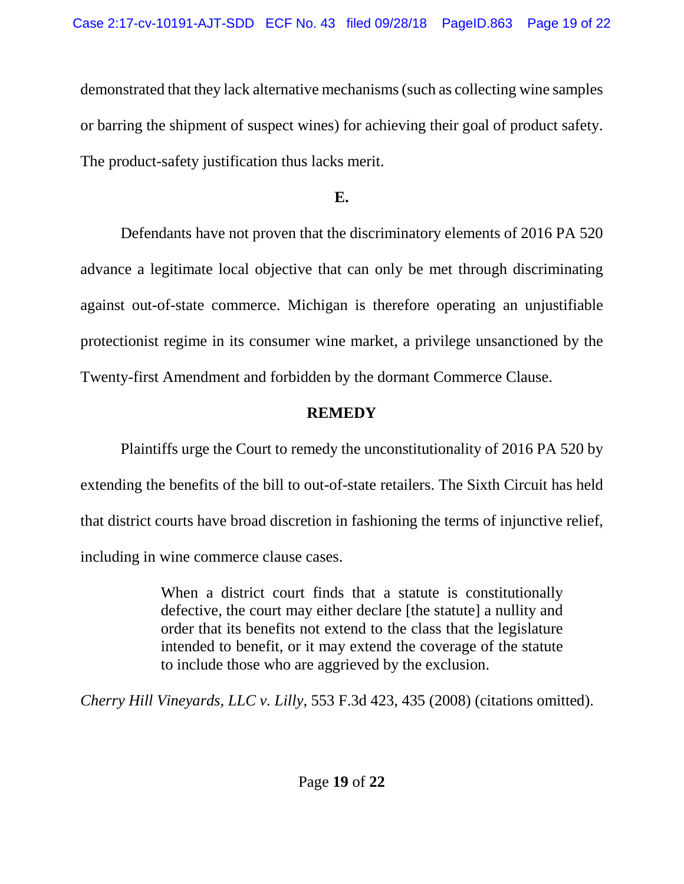demonstrated that they lack alternative mechanisms (such as collecting wine samples or barring the shipment of suspect wines) for achieving their goal of product safety. The product-safety justification thus lacks merit.

**E.**

Defendants have not proven that the discriminatory elements of 2016 PA 520 advance a legitimate local objective that can only be met through discriminating against out-of-state commerce. Michigan is therefore operating an unjustifiable protectionist regime in its consumer wine market, a privilege unsanctioned by the Twenty-first Amendment and forbidden by the dormant Commerce Clause.

**REMEDY**

Plaintiffs urge the Court to remedy the unconstitutionality of 2016 PA 520 by extending the benefits of the bill to out-of-state retailers. The Sixth Circuit has held that district courts have broad discretion in fashioning the terms of injunctive relief, including in wine commerce clause cases.

> When a district court finds that a statute is constitutionally defective, the court may either declare [the statute] a nullity and order that its benefits not extend to the class that the legislature intended to benefit, or it may extend the coverage of the statute to include those who are aggrieved by the exclusion.

*Cherry Hill Vineyards, LLC v. Lilly*, 553 F.3d 423, 435 (2008) (citations omitted).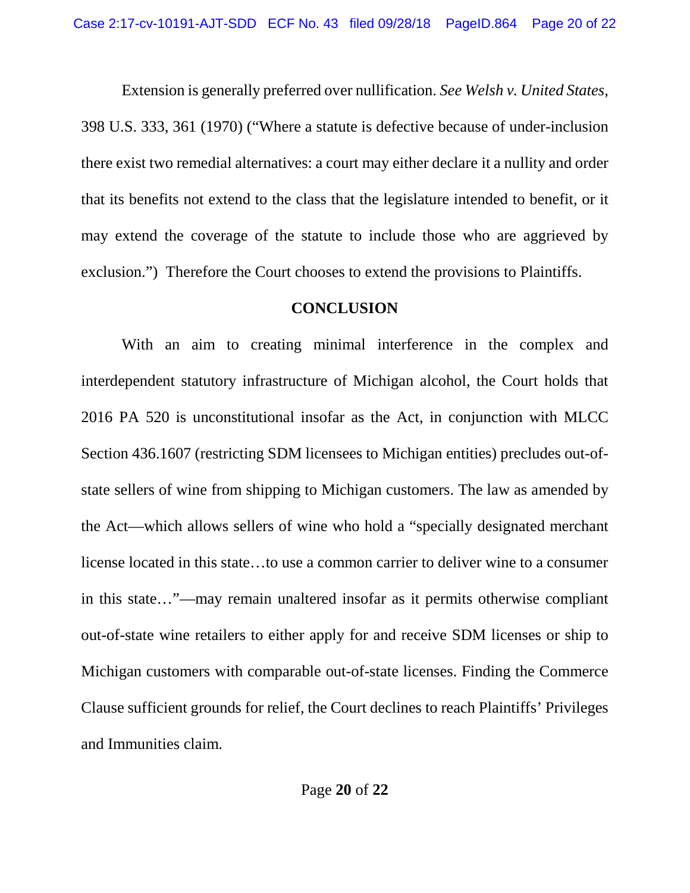Extension is generally preferred over nullification. *See Welsh v. United States*, 398 U.S. 333, 361 (1970) ("Where a statute is defective because of under-inclusion there exist two remedial alternatives: a court may either declare it a nullity and order that its benefits not extend to the class that the legislature intended to benefit, or it may extend the coverage of the statute to include those who are aggrieved by exclusion.") Therefore the Court chooses to extend the provisions to Plaintiffs.

## CONCLUSION

With an aim to creating minimal interference in the complex and interdependent statutory infrastructure of Michigan alcohol, the Court holds that 2016 PA 520 is unconstitutional insofar as the Act, in conjunction with MLCC Section 436.1607 (restricting SDM licensees to Michigan entities) precludes out-of-state sellers of wine from shipping to Michigan customers. The law as amended by the Act—which allows sellers of wine who hold a "specially designated merchant license located in this state…to use a common carrier to deliver wine to a consumer in this state…"—may remain unaltered insofar as it permits otherwise compliant out-of-state wine retailers to either apply for and receive SDM licenses or ship to Michigan customers with comparable out-of-state licenses. Finding the Commerce Clause sufficient grounds for relief, the Court declines to reach Plaintiffs' Privileges and Immunities claim.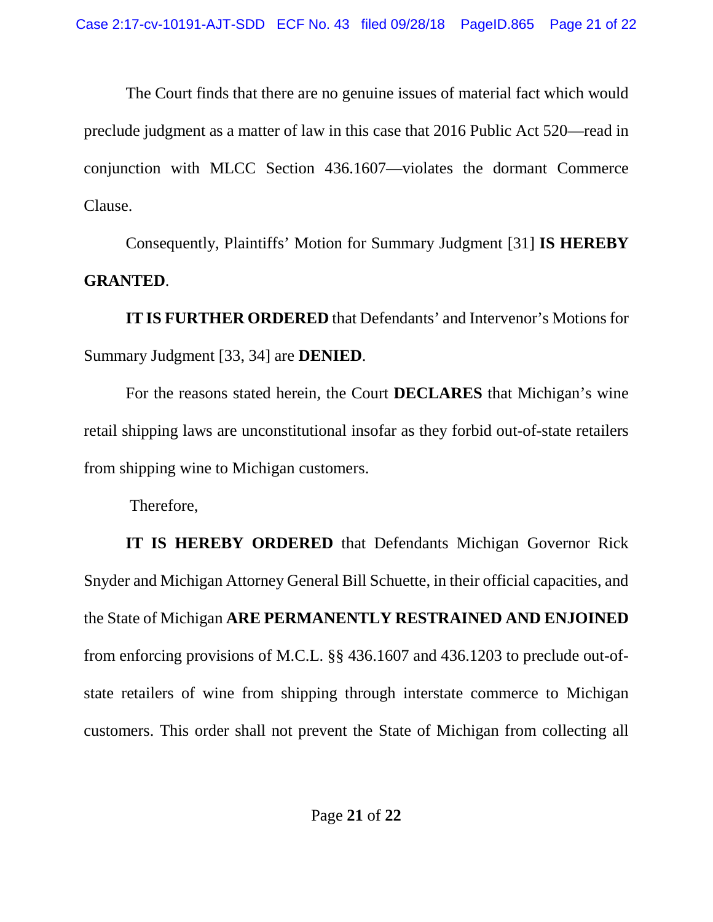The Court finds that there are no genuine issues of material fact which would preclude judgment as a matter of law in this case that 2016 Public Act 520—read in conjunction with MLCC Section 436.1607—violates the dormant Commerce Clause.

Consequently, Plaintiffs' Motion for Summary Judgment [31] **IS HEREBY GRANTED**.

**IT IS FURTHER ORDERED** that Defendants' and Intervenor's Motions for Summary Judgment [33, 34] are **DENIED**.

For the reasons stated herein, the Court **DECLARES** that Michigan's wine retail shipping laws are unconstitutional insofar as they forbid out-of-state retailers from shipping wine to Michigan customers.

Therefore,

**IT IS HEREBY ORDERED** that Defendants Michigan Governor Rick Snyder and Michigan Attorney General Bill Schuette, in their official capacities, and the State of Michigan **ARE PERMANENTLY RESTRAINED AND ENJOINED** from enforcing provisions of M.C.L. §§ 436.1607 and 436.1203 to preclude out-of-state retailers of wine from shipping through interstate commerce to Michigan customers. This order shall not prevent the State of Michigan from collecting all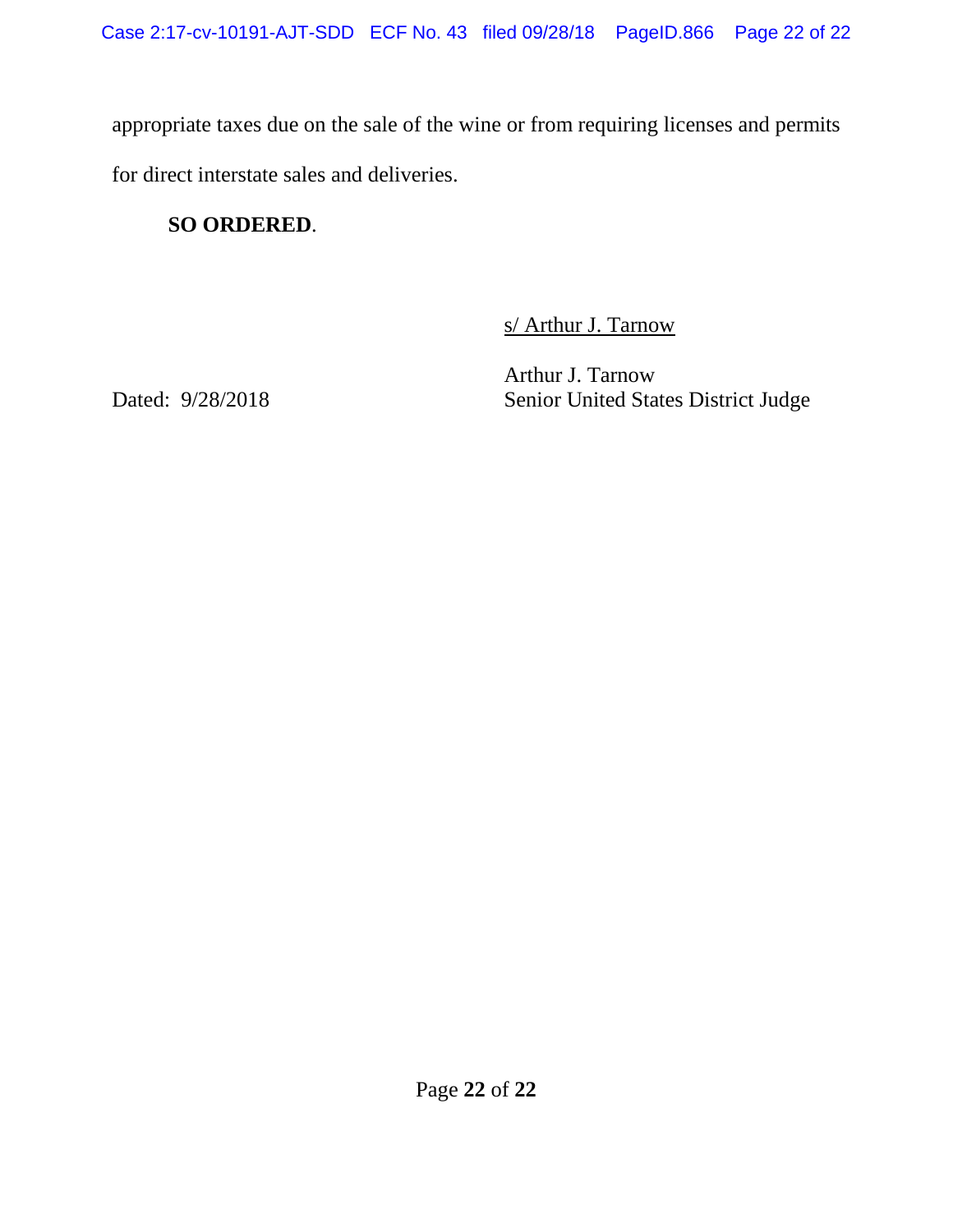appropriate taxes due on the sale of the wine or from requiring licenses and permits for direct interstate sales and deliveries.

**SO ORDERED**.

s/ Arthur J. Tarnow

Arthur J. Tarnow
Senior United States District Judge

Dated: 9/28/2018